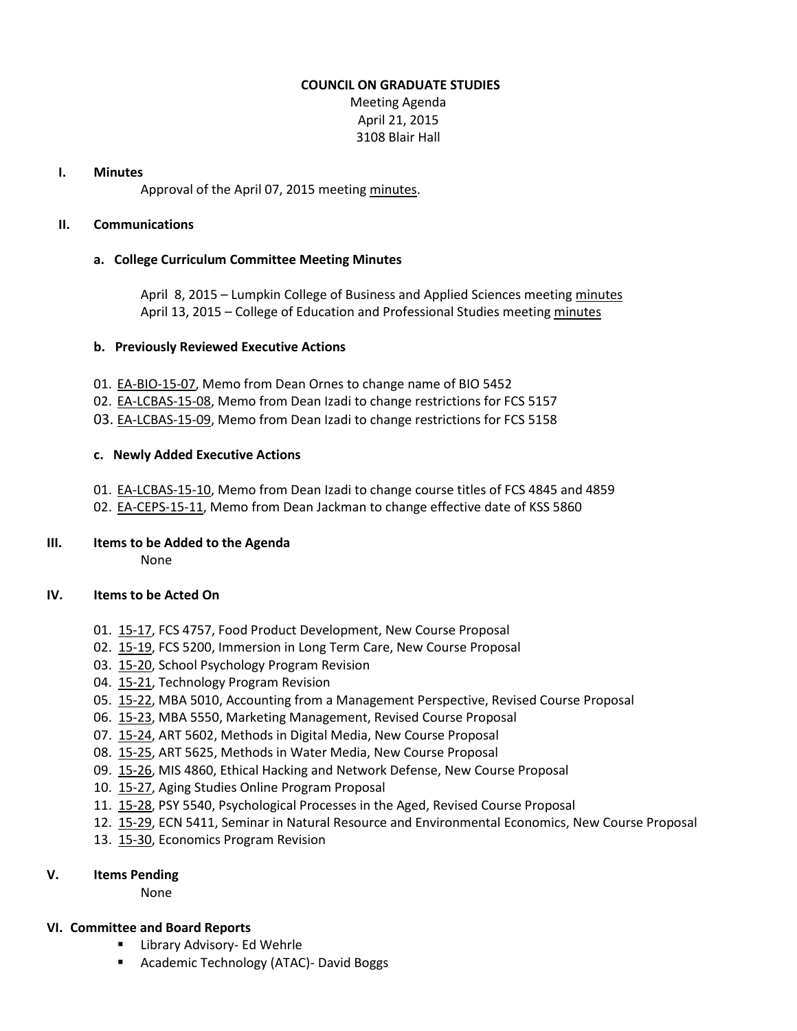**COUNCIL ON GRADUATE STUDIES**

Meeting Agenda

April 21, 2015

3108 Blair Hall

**I. Minutes**

Approval of the April 07, 2015 meeting minutes.

**II. Communications**

**a. College Curriculum Committee Meeting Minutes**

April 8, 2015 – Lumpkin College of Business and Applied Sciences meeting minutes

April 13, 2015 – College of Education and Professional Studies meeting minutes

**b. Previously Reviewed Executive Actions**

01. EA-BIO-15-07, Memo from Dean Ornes to change name of BIO 5452
02. EA-LCBAS-15-08, Memo from Dean Izadi to change restrictions for FCS 5157
03. EA-LCBAS-15-09, Memo from Dean Izadi to change restrictions for FCS 5158

**c. Newly Added Executive Actions**

01. EA-LCBAS-15-10, Memo from Dean Izadi to change course titles of FCS 4845 and 4859
02. EA-CEPS-15-11, Memo from Dean Jackman to change effective date of KSS 5860

**III. Items to be Added to the Agenda**

None

**IV. Items to be Acted On**

01. 15-17, FCS 4757, Food Product Development, New Course Proposal
02. 15-19, FCS 5200, Immersion in Long Term Care, New Course Proposal
03. 15-20, School Psychology Program Revision
04. 15-21, Technology Program Revision
05. 15-22, MBA 5010, Accounting from a Management Perspective, Revised Course Proposal
06. 15-23, MBA 5550, Marketing Management, Revised Course Proposal
07. 15-24, ART 5602, Methods in Digital Media, New Course Proposal
08. 15-25, ART 5625, Methods in Water Media, New Course Proposal
09. 15-26, MIS 4860, Ethical Hacking and Network Defense, New Course Proposal
10. 15-27, Aging Studies Online Program Proposal
11. 15-28, PSY 5540, Psychological Processes in the Aged, Revised Course Proposal
12. 15-29, ECN 5411, Seminar in Natural Resource and Environmental Economics, New Course Proposal
13. 15-30, Economics Program Revision

**V. Items Pending**

None

**VI. Committee and Board Reports**

- Library Advisory- Ed Wehrle
- Academic Technology (ATAC)- David Boggs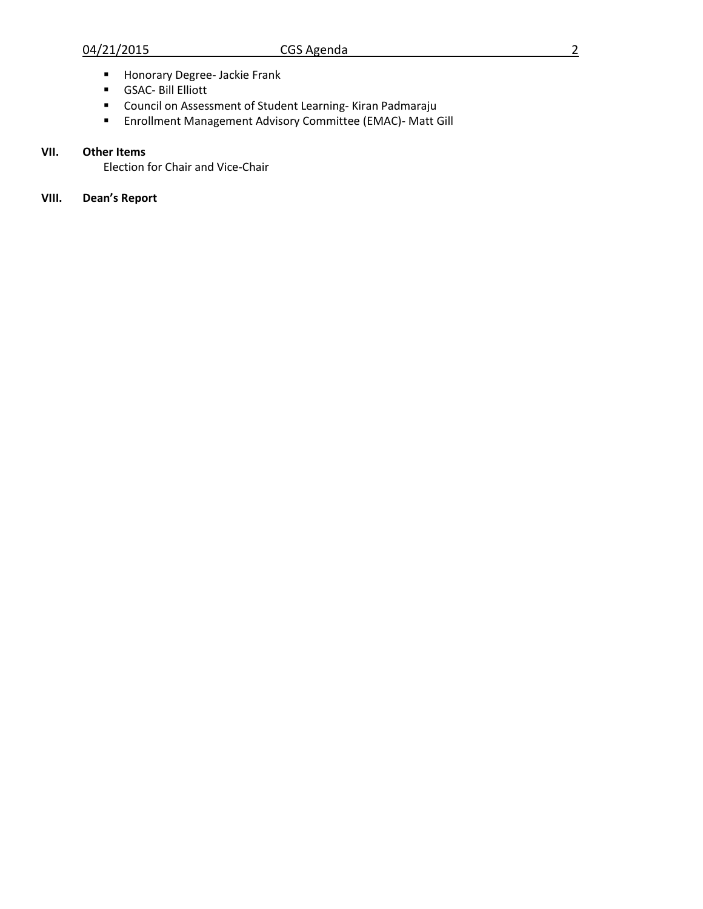- Honorary Degree- Jackie Frank
- GSAC- Bill Elliott
- Council on Assessment of Student Learning- Kiran Padmaraju
- Enrollment Management Advisory Committee (EMAC)- Matt Gill

**VII. Other Items**

Election for Chair and Vice-Chair

**VIII. Dean's Report**